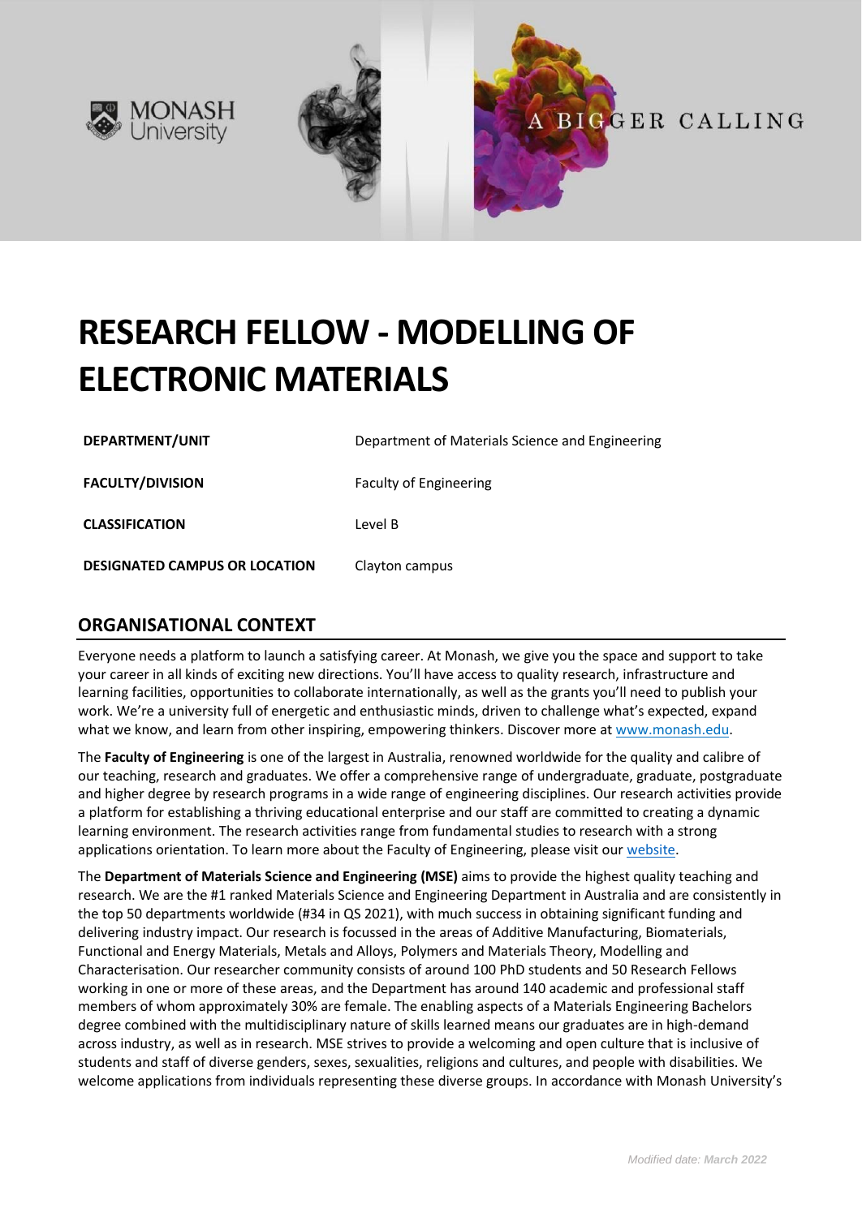# RESEARCH FELLOW - MODELLING OF ELECTRONIC MATERIALS

| | |
|---|---|
| **DEPARTMENT/UNIT** | Department of Materials Science and Engineering |
| **FACULTY/DIVISION** | Faculty of Engineering |
| **CLASSIFICATION** | Level B |
| **DESIGNATED CAMPUS OR LOCATION** | Clayton campus |

## ORGANISATIONAL CONTEXT

Everyone needs a platform to launch a satisfying career. At Monash, we give you the space and support to take your career in all kinds of exciting new directions. You'll have access to quality research, infrastructure and learning facilities, opportunities to collaborate internationally, as well as the grants you'll need to publish your work. We're a university full of energetic and enthusiastic minds, driven to challenge what's expected, expand what we know, and learn from other inspiring, empowering thinkers. Discover more at [www.monash.edu](www.monash.edu).

The **Faculty of Engineering** is one of the largest in Australia, renowned worldwide for the quality and calibre of our teaching, research and graduates. We offer a comprehensive range of undergraduate, graduate, postgraduate and higher degree by research programs in a wide range of engineering disciplines. Our research activities provide a platform for establishing a thriving educational enterprise and our staff are committed to creating a dynamic learning environment. The research activities range from fundamental studies to research with a strong applications orientation. To learn more about the Faculty of Engineering, please visit our website.

The **Department of Materials Science and Engineering (MSE)** aims to provide the highest quality teaching and research. We are the #1 ranked Materials Science and Engineering Department in Australia and are consistently in the top 50 departments worldwide (#34 in QS 2021), with much success in obtaining significant funding and delivering industry impact. Our research is focussed in the areas of Additive Manufacturing, Biomaterials, Functional and Energy Materials, Metals and Alloys, Polymers and Materials Theory, Modelling and Characterisation. Our researcher community consists of around 100 PhD students and 50 Research Fellows working in one or more of these areas, and the Department has around 140 academic and professional staff members of whom approximately 30% are female. The enabling aspects of a Materials Engineering Bachelors degree combined with the multidisciplinary nature of skills learned means our graduates are in high-demand across industry, as well as in research. MSE strives to provide a welcoming and open culture that is inclusive of students and staff of diverse genders, sexes, sexualities, religions and cultures, and people with disabilities. We welcome applications from individuals representing these diverse groups. In accordance with Monash University's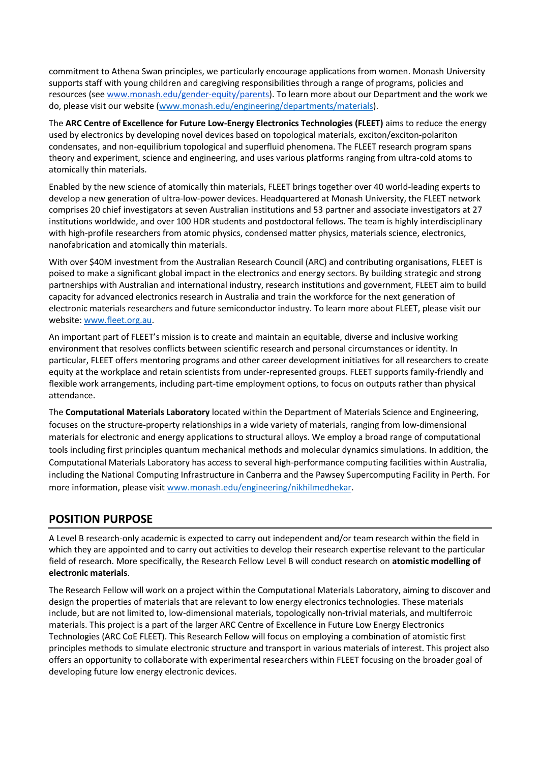commitment to Athena Swan principles, we particularly encourage applications from women. Monash University supports staff with young children and caregiving responsibilities through a range of programs, policies and resources (see www.monash.edu/gender-equity/parents). To learn more about our Department and the work we do, please visit our website (www.monash.edu/engineering/departments/materials).

The **ARC Centre of Excellence for Future Low-Energy Electronics Technologies (FLEET)** aims to reduce the energy used by electronics by developing novel devices based on topological materials, exciton/exciton-polariton condensates, and non-equilibrium topological and superfluid phenomena. The FLEET research program spans theory and experiment, science and engineering, and uses various platforms ranging from ultra-cold atoms to atomically thin materials.

Enabled by the new science of atomically thin materials, FLEET brings together over 40 world-leading experts to develop a new generation of ultra-low-power devices. Headquartered at Monash University, the FLEET network comprises 20 chief investigators at seven Australian institutions and 53 partner and associate investigators at 27 institutions worldwide, and over 100 HDR students and postdoctoral fellows. The team is highly interdisciplinary with high-profile researchers from atomic physics, condensed matter physics, materials science, electronics, nanofabrication and atomically thin materials.

With over $40M investment from the Australian Research Council (ARC) and contributing organisations, FLEET is poised to make a significant global impact in the electronics and energy sectors. By building strategic and strong partnerships with Australian and international industry, research institutions and government, FLEET aim to build capacity for advanced electronics research in Australia and train the workforce for the next generation of electronic materials researchers and future semiconductor industry. To learn more about FLEET, please visit our website: www.fleet.org.au.

An important part of FLEET's mission is to create and maintain an equitable, diverse and inclusive working environment that resolves conflicts between scientific research and personal circumstances or identity. In particular, FLEET offers mentoring programs and other career development initiatives for all researchers to create equity at the workplace and retain scientists from under-represented groups. FLEET supports family-friendly and flexible work arrangements, including part-time employment options, to focus on outputs rather than physical attendance.

The **Computational Materials Laboratory** located within the Department of Materials Science and Engineering, focuses on the structure-property relationships in a wide variety of materials, ranging from low-dimensional materials for electronic and energy applications to structural alloys. We employ a broad range of computational tools including first principles quantum mechanical methods and molecular dynamics simulations. In addition, the Computational Materials Laboratory has access to several high-performance computing facilities within Australia, including the National Computing Infrastructure in Canberra and the Pawsey Supercomputing Facility in Perth. For more information, please visit www.monash.edu/engineering/nikhilmedhekar.

## POSITION PURPOSE

A Level B research-only academic is expected to carry out independent and/or team research within the field in which they are appointed and to carry out activities to develop their research expertise relevant to the particular field of research. More specifically, the Research Fellow Level B will conduct research on **atomistic modelling of electronic materials**.

The Research Fellow will work on a project within the Computational Materials Laboratory, aiming to discover and design the properties of materials that are relevant to low energy electronics technologies. These materials include, but are not limited to, low-dimensional materials, topologically non-trivial materials, and multiferroic materials. This project is a part of the larger ARC Centre of Excellence in Future Low Energy Electronics Technologies (ARC CoE FLEET). This Research Fellow will focus on employing a combination of atomistic first principles methods to simulate electronic structure and transport in various materials of interest. This project also offers an opportunity to collaborate with experimental researchers within FLEET focusing on the broader goal of developing future low energy electronic devices.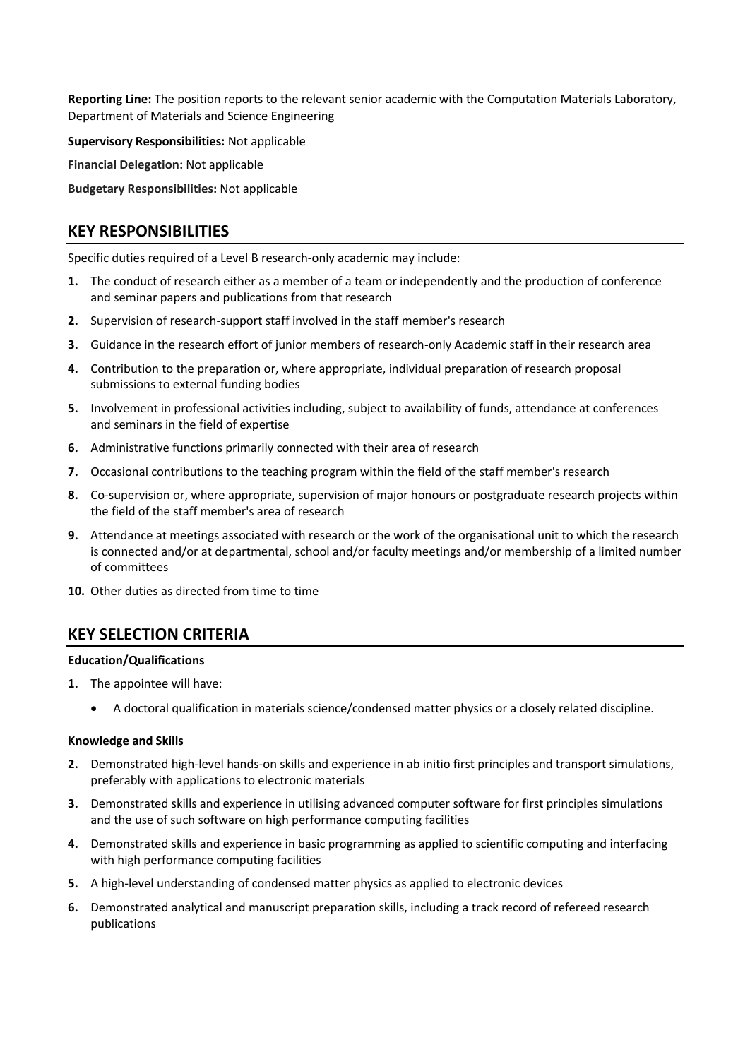**Reporting Line:** The position reports to the relevant senior academic with the Computation Materials Laboratory, Department of Materials and Science Engineering

**Supervisory Responsibilities:** Not applicable

**Financial Delegation:** Not applicable

**Budgetary Responsibilities:** Not applicable

## KEY RESPONSIBILITIES

Specific duties required of a Level B research-only academic may include:

1. The conduct of research either as a member of a team or independently and the production of conference and seminar papers and publications from that research
2. Supervision of research-support staff involved in the staff member's research
3. Guidance in the research effort of junior members of research-only Academic staff in their research area
4. Contribution to the preparation or, where appropriate, individual preparation of research proposal submissions to external funding bodies
5. Involvement in professional activities including, subject to availability of funds, attendance at conferences and seminars in the field of expertise
6. Administrative functions primarily connected with their area of research
7. Occasional contributions to the teaching program within the field of the staff member's research
8. Co-supervision or, where appropriate, supervision of major honours or postgraduate research projects within the field of the staff member's area of research
9. Attendance at meetings associated with research or the work of the organisational unit to which the research is connected and/or at departmental, school and/or faculty meetings and/or membership of a limited number of committees
10. Other duties as directed from time to time

## KEY SELECTION CRITERIA

**Education/Qualifications**

1. The appointee will have:
   - A doctoral qualification in materials science/condensed matter physics or a closely related discipline.

**Knowledge and Skills**

2. Demonstrated high-level hands-on skills and experience in ab initio first principles and transport simulations, preferably with applications to electronic materials
3. Demonstrated skills and experience in utilising advanced computer software for first principles simulations and the use of such software on high performance computing facilities
4. Demonstrated skills and experience in basic programming as applied to scientific computing and interfacing with high performance computing facilities
5. A high-level understanding of condensed matter physics as applied to electronic devices
6. Demonstrated analytical and manuscript preparation skills, including a track record of refereed research publications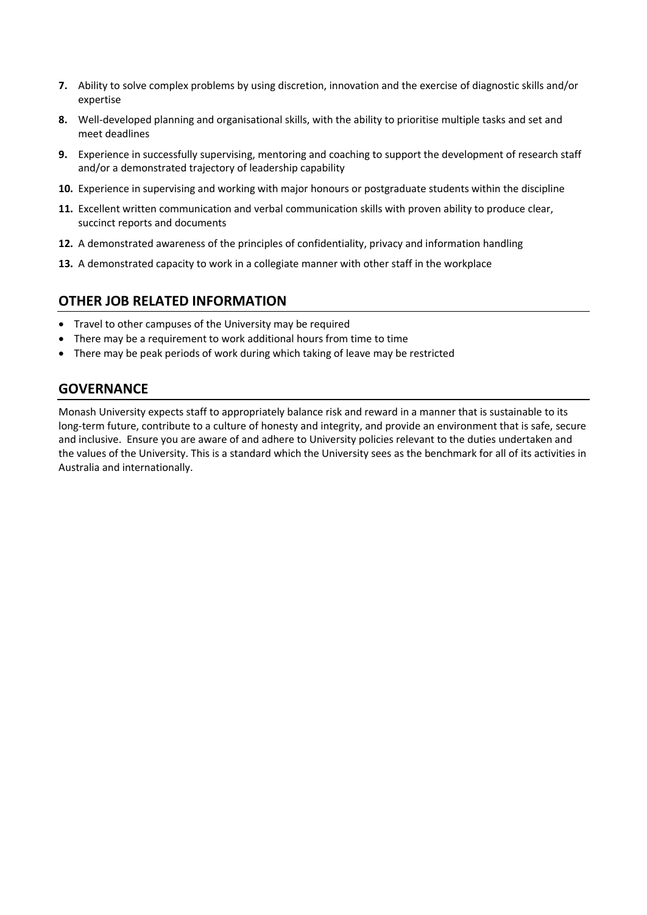7. Ability to solve complex problems by using discretion, innovation and the exercise of diagnostic skills and/or expertise
8. Well-developed planning and organisational skills, with the ability to prioritise multiple tasks and set and meet deadlines
9. Experience in successfully supervising, mentoring and coaching to support the development of research staff and/or a demonstrated trajectory of leadership capability
10. Experience in supervising and working with major honours or postgraduate students within the discipline
11. Excellent written communication and verbal communication skills with proven ability to produce clear, succinct reports and documents
12. A demonstrated awareness of the principles of confidentiality, privacy and information handling
13. A demonstrated capacity to work in a collegiate manner with other staff in the workplace

## OTHER JOB RELATED INFORMATION

- Travel to other campuses of the University may be required
- There may be a requirement to work additional hours from time to time
- There may be peak periods of work during which taking of leave may be restricted

## GOVERNANCE

Monash University expects staff to appropriately balance risk and reward in a manner that is sustainable to its long-term future, contribute to a culture of honesty and integrity, and provide an environment that is safe, secure and inclusive. Ensure you are aware of and adhere to University policies relevant to the duties undertaken and the values of the University. This is a standard which the University sees as the benchmark for all of its activities in Australia and internationally.